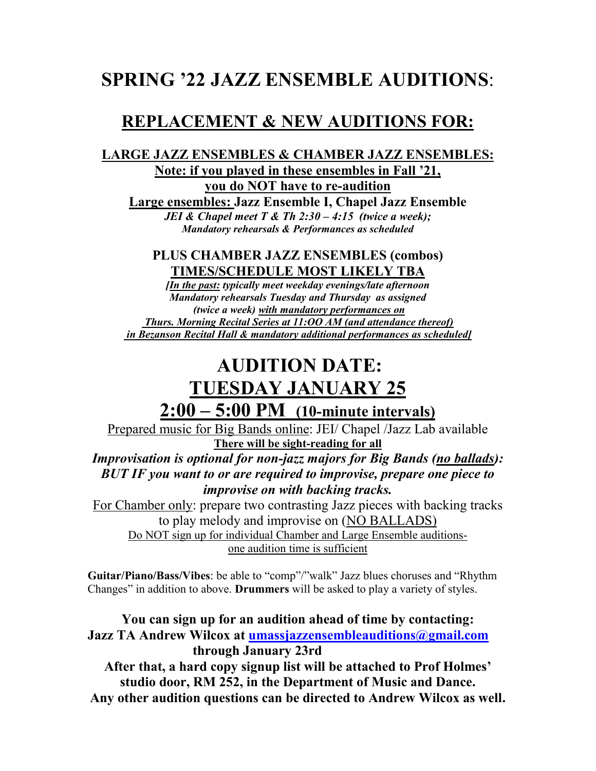# SPRING '22 JAZZ ENSEMBLE AUDITIONS:

## REPLACEMENT & NEW AUDITIONS FOR:

**LARGE JAZZ ENSEMBLES & CHAMBER JAZZ ENSEMBLES:**

**Note: if you played in these ensembles in Fall '21, you do NOT have to re-audition**

**Large ensembles: Jazz Ensemble I, Chapel Jazz Ensemble**

***JEI & Chapel meet T & Th 2:30 – 4:15 (twice a week); Mandatory rehearsals & Performances as scheduled***

**PLUS CHAMBER JAZZ ENSEMBLES (combos)**

**TIMES/SCHEDULE MOST LIKELY TBA**

***[In the past: typically meet weekday evenings/late afternoon Mandatory rehearsals Tuesday and Thursday as assigned (twice a week) with mandatory performances on Thurs. Morning Recital Series at 11:OO AM (and attendance thereof) in Bezanson Recital Hall & mandatory additional performances as scheduled]***

# AUDITION DATE:

# TUESDAY JANUARY 25

## 2:00 – 5:00 PM (10-minute intervals)

Prepared music for Big Bands online: JEI/ Chapel /Jazz Lab available

**There will be sight-reading for all**

***Improvisation is optional for non-jazz majors for Big Bands (no ballads): BUT IF you want to or are required to improvise, prepare one piece to improvise on with backing tracks.***

For Chamber only: prepare two contrasting Jazz pieces with backing tracks to play melody and improvise on (NO BALLADS)

Do NOT sign up for individual Chamber and Large Ensemble auditions- one audition time is sufficient

**Guitar/Piano/Bass/Vibes**: be able to "comp"/"walk" Jazz blues choruses and "Rhythm Changes" in addition to above. **Drummers** will be asked to play a variety of styles.

**You can sign up for an audition ahead of time by contacting:**
**Jazz TA Andrew Wilcox at umassjazzensembleauditions@gmail.com through January 23rd**
**After that, a hard copy signup list will be attached to Prof Holmes' studio door, RM 252, in the Department of Music and Dance.**
**Any other audition questions can be directed to Andrew Wilcox as well.**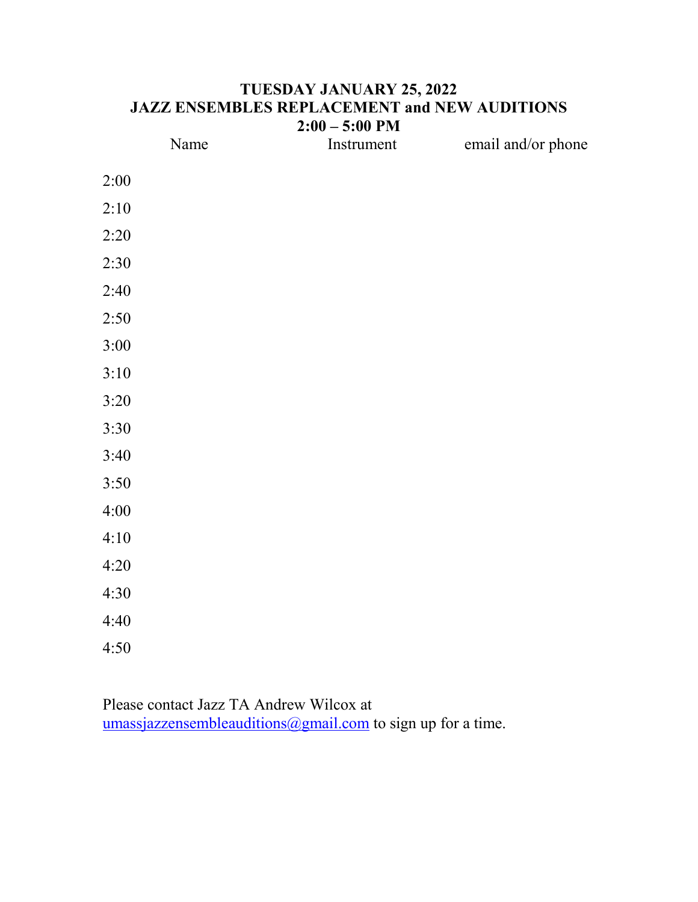**TUESDAY JANUARY 25, 2022**
**JAZZ ENSEMBLES REPLACEMENT and NEW AUDITIONS**
**2:00 – 5:00 PM**

| | Name | Instrument | email and/or phone |
|---|---|---|---|
| 2:00 | | | |
| 2:10 | | | |
| 2:20 | | | |
| 2:30 | | | |
| 2:40 | | | |
| 2:50 | | | |
| 3:00 | | | |
| 3:10 | | | |
| 3:20 | | | |
| 3:30 | | | |
| 3:40 | | | |
| 3:50 | | | |
| 4:00 | | | |
| 4:10 | | | |
| 4:20 | | | |
| 4:30 | | | |
| 4:40 | | | |
| 4:50 | | | |

Please contact Jazz TA Andrew Wilcox at umassjazzensembleauditions@gmail.com to sign up for a time.